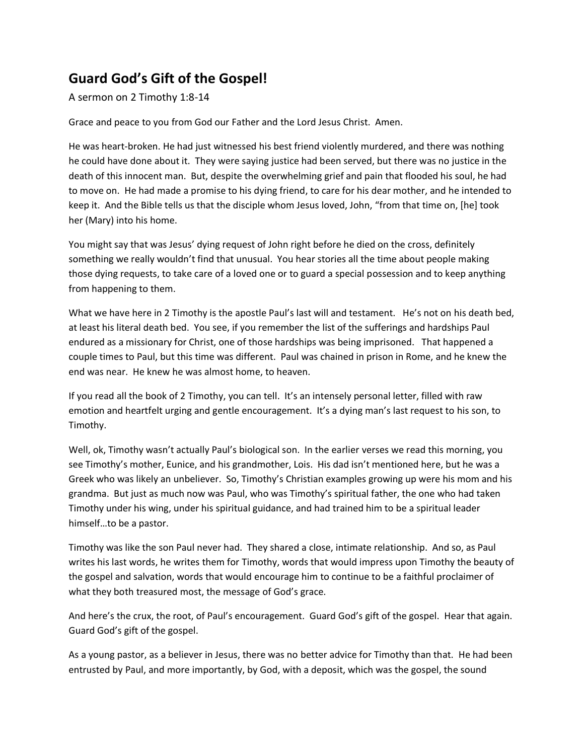# Guard God's Gift of the Gospel!

A sermon on 2 Timothy 1:8-14

Grace and peace to you from God our Father and the Lord Jesus Christ. Amen.

He was heart-broken. He had just witnessed his best friend violently murdered, and there was nothing he could have done about it. They were saying justice had been served, but there was no justice in the death of this innocent man. But, despite the overwhelming grief and pain that flooded his soul, he had to move on. He had made a promise to his dying friend, to care for his dear mother, and he intended to keep it. And the Bible tells us that the disciple whom Jesus loved, John, "from that time on, [he] took her (Mary) into his home.

You might say that was Jesus' dying request of John right before he died on the cross, definitely something we really wouldn't find that unusual. You hear stories all the time about people making those dying requests, to take care of a loved one or to guard a special possession and to keep anything from happening to them.

What we have here in 2 Timothy is the apostle Paul's last will and testament. He's not on his death bed, at least his literal death bed. You see, if you remember the list of the sufferings and hardships Paul endured as a missionary for Christ, one of those hardships was being imprisoned. That happened a couple times to Paul, but this time was different. Paul was chained in prison in Rome, and he knew the end was near. He knew he was almost home, to heaven.

If you read all the book of 2 Timothy, you can tell. It's an intensely personal letter, filled with raw emotion and heartfelt urging and gentle encouragement. It's a dying man's last request to his son, to Timothy.

Well, ok, Timothy wasn't actually Paul's biological son. In the earlier verses we read this morning, you see Timothy's mother, Eunice, and his grandmother, Lois. His dad isn't mentioned here, but he was a Greek who was likely an unbeliever. So, Timothy's Christian examples growing up were his mom and his grandma. But just as much now was Paul, who was Timothy's spiritual father, the one who had taken Timothy under his wing, under his spiritual guidance, and had trained him to be a spiritual leader himself…to be a pastor.

Timothy was like the son Paul never had. They shared a close, intimate relationship. And so, as Paul writes his last words, he writes them for Timothy, words that would impress upon Timothy the beauty of the gospel and salvation, words that would encourage him to continue to be a faithful proclaimer of what they both treasured most, the message of God's grace.

And here's the crux, the root, of Paul's encouragement. Guard God's gift of the gospel. Hear that again. Guard God's gift of the gospel.

As a young pastor, as a believer in Jesus, there was no better advice for Timothy than that. He had been entrusted by Paul, and more importantly, by God, with a deposit, which was the gospel, the sound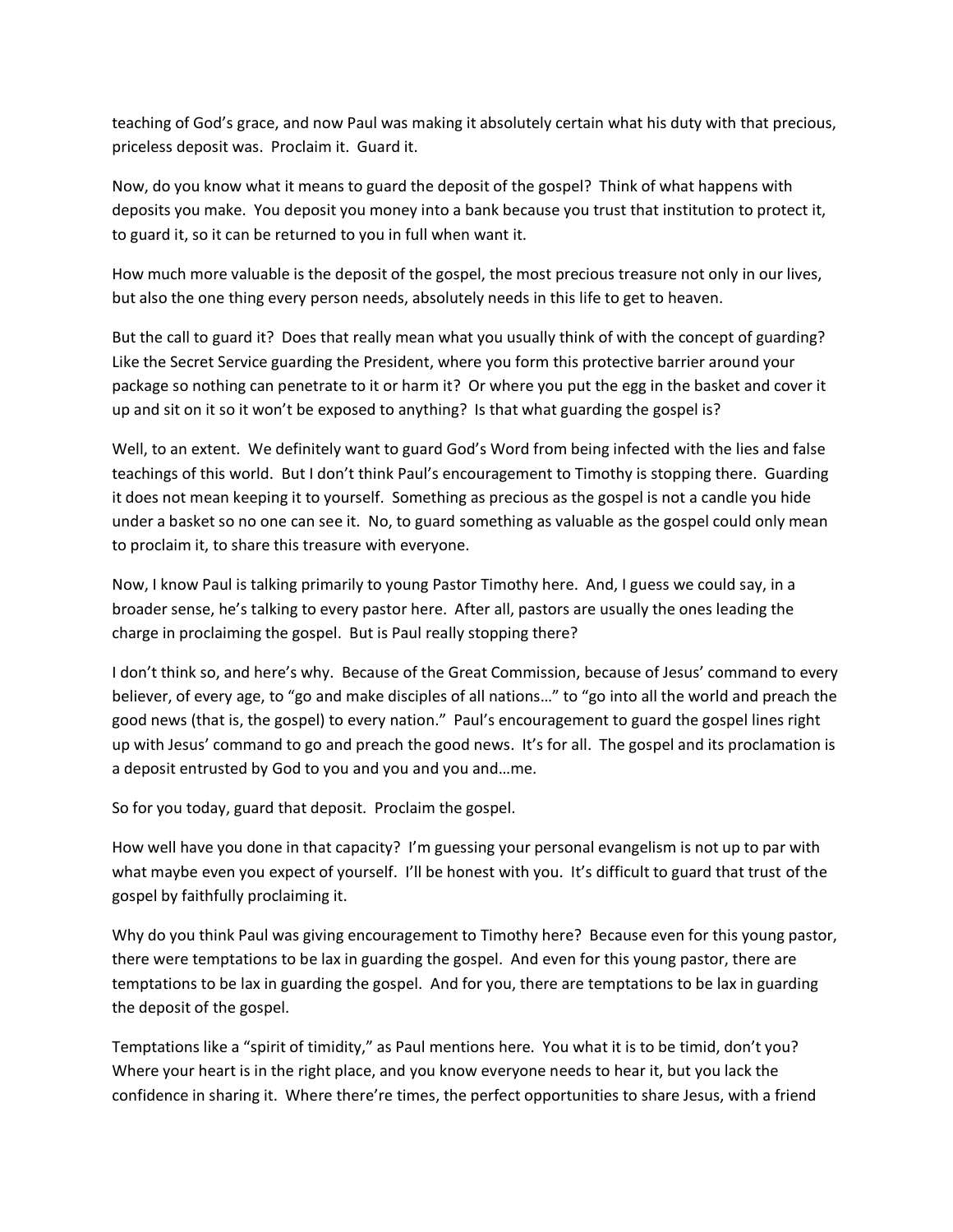teaching of God's grace, and now Paul was making it absolutely certain what his duty with that precious, priceless deposit was. Proclaim it. Guard it.

Now, do you know what it means to guard the deposit of the gospel? Think of what happens with deposits you make. You deposit you money into a bank because you trust that institution to protect it, to guard it, so it can be returned to you in full when want it.

How much more valuable is the deposit of the gospel, the most precious treasure not only in our lives, but also the one thing every person needs, absolutely needs in this life to get to heaven.

But the call to guard it? Does that really mean what you usually think of with the concept of guarding? Like the Secret Service guarding the President, where you form this protective barrier around your package so nothing can penetrate to it or harm it? Or where you put the egg in the basket and cover it up and sit on it so it won't be exposed to anything? Is that what guarding the gospel is?

Well, to an extent. We definitely want to guard God's Word from being infected with the lies and false teachings of this world. But I don't think Paul's encouragement to Timothy is stopping there. Guarding it does not mean keeping it to yourself. Something as precious as the gospel is not a candle you hide under a basket so no one can see it. No, to guard something as valuable as the gospel could only mean to proclaim it, to share this treasure with everyone.

Now, I know Paul is talking primarily to young Pastor Timothy here. And, I guess we could say, in a broader sense, he's talking to every pastor here. After all, pastors are usually the ones leading the charge in proclaiming the gospel. But is Paul really stopping there?

I don't think so, and here's why. Because of the Great Commission, because of Jesus' command to every believer, of every age, to "go and make disciples of all nations…" to "go into all the world and preach the good news (that is, the gospel) to every nation." Paul's encouragement to guard the gospel lines right up with Jesus' command to go and preach the good news. It's for all. The gospel and its proclamation is a deposit entrusted by God to you and you and you and…me.

So for you today, guard that deposit. Proclaim the gospel.

How well have you done in that capacity? I'm guessing your personal evangelism is not up to par with what maybe even you expect of yourself. I'll be honest with you. It's difficult to guard that trust of the gospel by faithfully proclaiming it.

Why do you think Paul was giving encouragement to Timothy here? Because even for this young pastor, there were temptations to be lax in guarding the gospel. And even for this young pastor, there are temptations to be lax in guarding the gospel. And for you, there are temptations to be lax in guarding the deposit of the gospel.

Temptations like a "spirit of timidity," as Paul mentions here. You what it is to be timid, don't you? Where your heart is in the right place, and you know everyone needs to hear it, but you lack the confidence in sharing it. Where there're times, the perfect opportunities to share Jesus, with a friend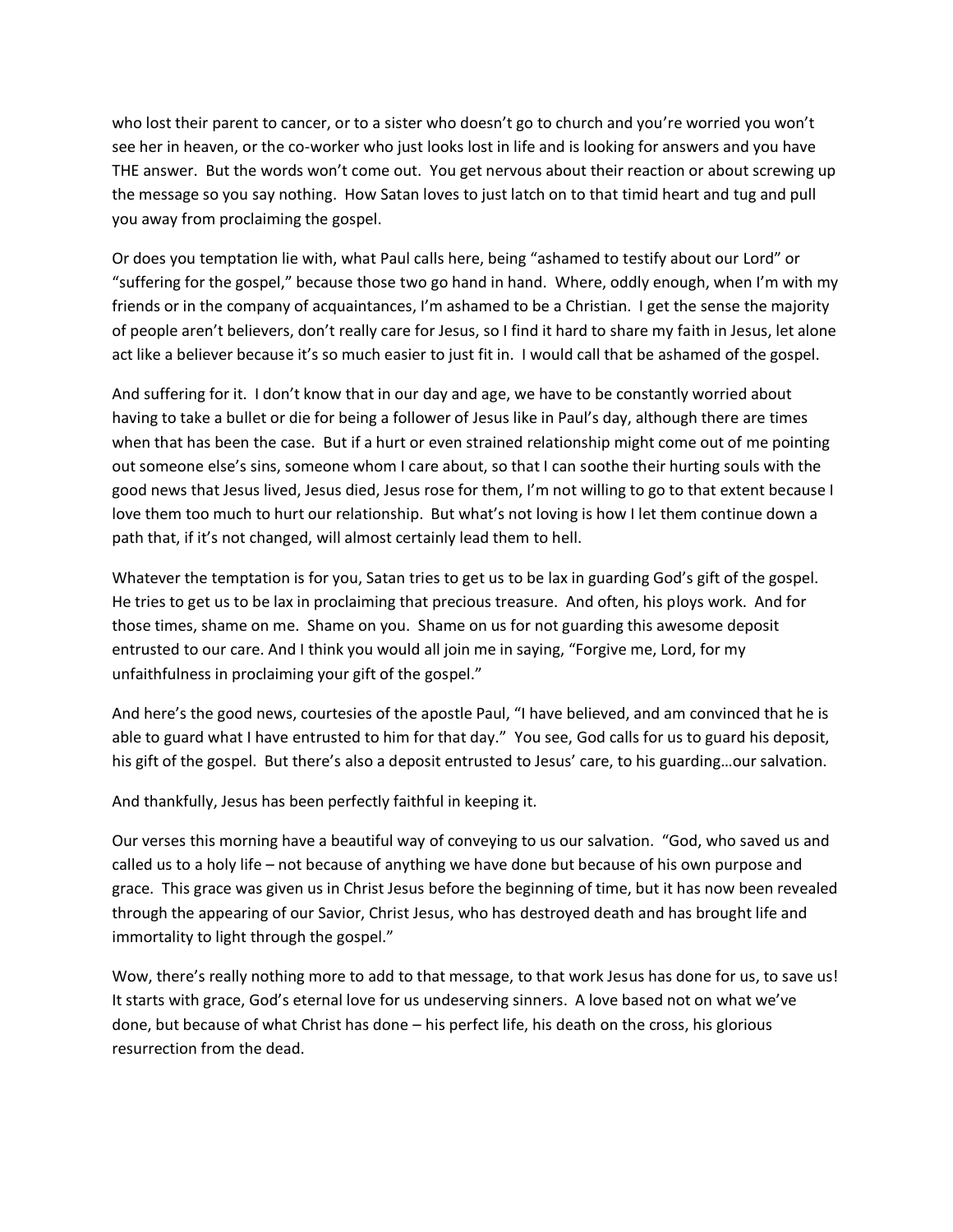who lost their parent to cancer, or to a sister who doesn't go to church and you're worried you won't see her in heaven, or the co-worker who just looks lost in life and is looking for answers and you have THE answer. But the words won't come out. You get nervous about their reaction or about screwing up the message so you say nothing. How Satan loves to just latch on to that timid heart and tug and pull you away from proclaiming the gospel.

Or does you temptation lie with, what Paul calls here, being "ashamed to testify about our Lord" or "suffering for the gospel," because those two go hand in hand. Where, oddly enough, when I'm with my friends or in the company of acquaintances, I'm ashamed to be a Christian. I get the sense the majority of people aren't believers, don't really care for Jesus, so I find it hard to share my faith in Jesus, let alone act like a believer because it's so much easier to just fit in. I would call that be ashamed of the gospel.

And suffering for it. I don't know that in our day and age, we have to be constantly worried about having to take a bullet or die for being a follower of Jesus like in Paul's day, although there are times when that has been the case. But if a hurt or even strained relationship might come out of me pointing out someone else's sins, someone whom I care about, so that I can soothe their hurting souls with the good news that Jesus lived, Jesus died, Jesus rose for them, I'm not willing to go to that extent because I love them too much to hurt our relationship. But what's not loving is how I let them continue down a path that, if it's not changed, will almost certainly lead them to hell.

Whatever the temptation is for you, Satan tries to get us to be lax in guarding God's gift of the gospel. He tries to get us to be lax in proclaiming that precious treasure. And often, his ploys work. And for those times, shame on me. Shame on you. Shame on us for not guarding this awesome deposit entrusted to our care. And I think you would all join me in saying, "Forgive me, Lord, for my unfaithfulness in proclaiming your gift of the gospel."

And here's the good news, courtesies of the apostle Paul, "I have believed, and am convinced that he is able to guard what I have entrusted to him for that day." You see, God calls for us to guard his deposit, his gift of the gospel. But there's also a deposit entrusted to Jesus' care, to his guarding…our salvation.

And thankfully, Jesus has been perfectly faithful in keeping it.

Our verses this morning have a beautiful way of conveying to us our salvation. "God, who saved us and called us to a holy life – not because of anything we have done but because of his own purpose and grace. This grace was given us in Christ Jesus before the beginning of time, but it has now been revealed through the appearing of our Savior, Christ Jesus, who has destroyed death and has brought life and immortality to light through the gospel."

Wow, there's really nothing more to add to that message, to that work Jesus has done for us, to save us! It starts with grace, God's eternal love for us undeserving sinners. A love based not on what we've done, but because of what Christ has done – his perfect life, his death on the cross, his glorious resurrection from the dead.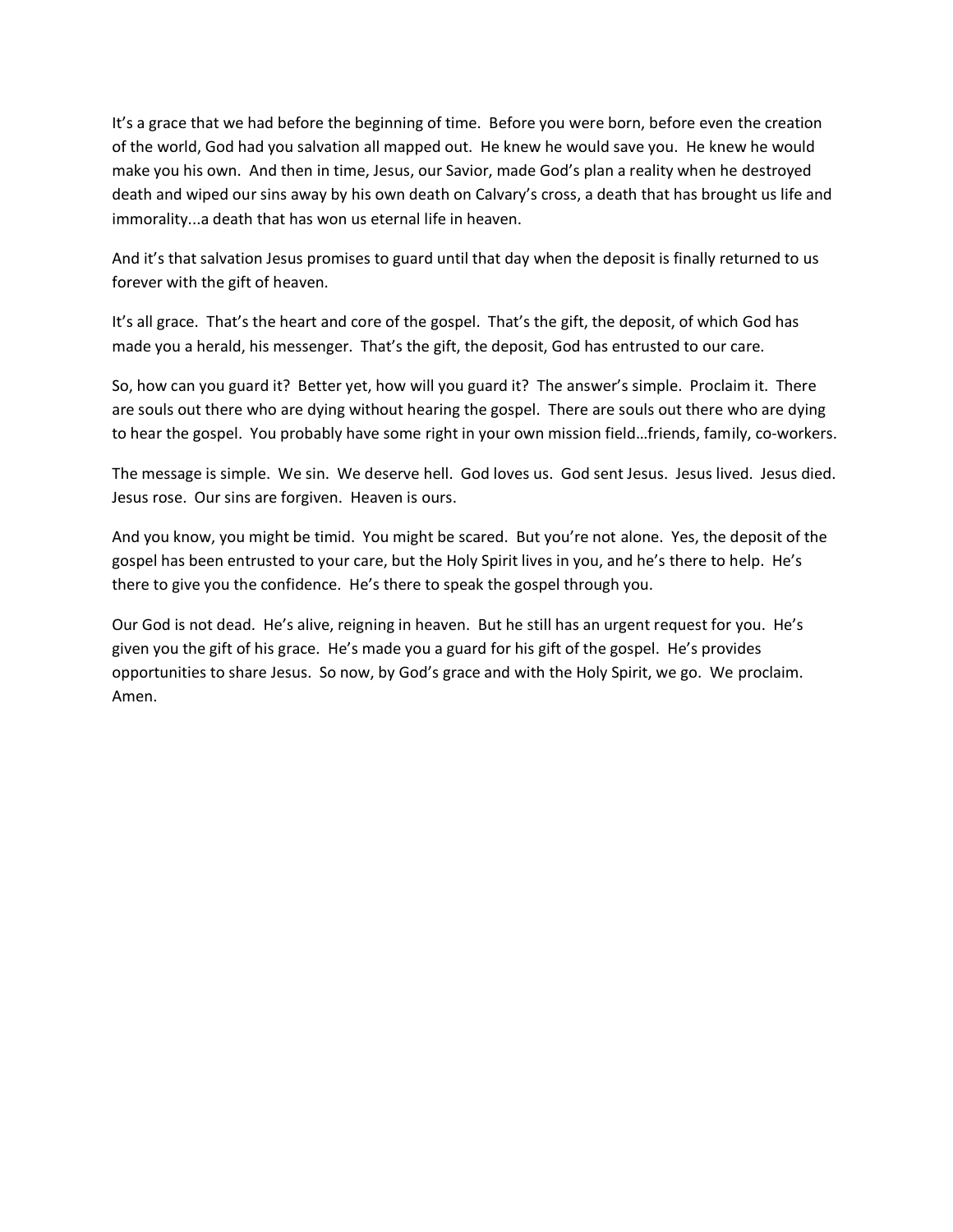It's a grace that we had before the beginning of time. Before you were born, before even the creation of the world, God had you salvation all mapped out. He knew he would save you. He knew he would make you his own. And then in time, Jesus, our Savior, made God's plan a reality when he destroyed death and wiped our sins away by his own death on Calvary's cross, a death that has brought us life and immorality...a death that has won us eternal life in heaven.

And it's that salvation Jesus promises to guard until that day when the deposit is finally returned to us forever with the gift of heaven.

It's all grace. That's the heart and core of the gospel. That's the gift, the deposit, of which God has made you a herald, his messenger. That's the gift, the deposit, God has entrusted to our care.

So, how can you guard it? Better yet, how will you guard it? The answer's simple. Proclaim it. There are souls out there who are dying without hearing the gospel. There are souls out there who are dying to hear the gospel. You probably have some right in your own mission field…friends, family, co-workers.

The message is simple. We sin. We deserve hell. God loves us. God sent Jesus. Jesus lived. Jesus died. Jesus rose. Our sins are forgiven. Heaven is ours.

And you know, you might be timid. You might be scared. But you're not alone. Yes, the deposit of the gospel has been entrusted to your care, but the Holy Spirit lives in you, and he's there to help. He's there to give you the confidence. He's there to speak the gospel through you.

Our God is not dead. He's alive, reigning in heaven. But he still has an urgent request for you. He's given you the gift of his grace. He's made you a guard for his gift of the gospel. He's provides opportunities to share Jesus. So now, by God's grace and with the Holy Spirit, we go. We proclaim. Amen.